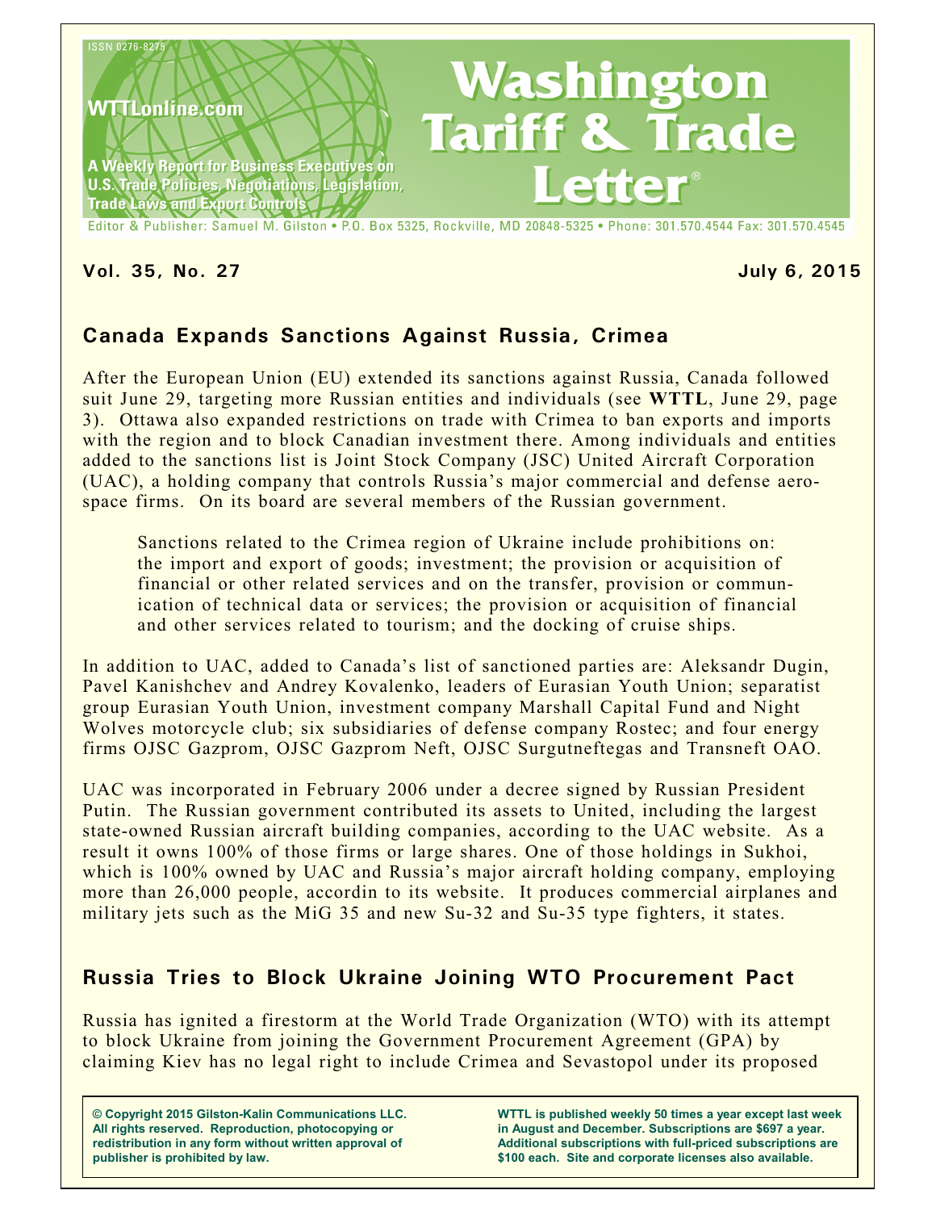ISSN 0276-8275

WTTLonline.com

A Weekly Report for Business Executives on U.S. Trade Policies, Negotiations, Legislation, Trade Laws and Export Controls

# Washington Tariff & Trade Letter®

Editor & Publisher: Samuel M. Gilston • P.O. Box 5325, Rockville, MD 20848-5325 • Phone: 301.570.4544 Fax: 301.570.4545

**Vol. 35, No. 27** **July 6, 2015**

## Canada Expands Sanctions Against Russia, Crimea

After the European Union (EU) extended its sanctions against Russia, Canada followed suit June 29, targeting more Russian entities and individuals (see **WTTL**, June 29, page 3). Ottawa also expanded restrictions on trade with Crimea to ban exports and imports with the region and to block Canadian investment there. Among individuals and entities added to the sanctions list is Joint Stock Company (JSC) United Aircraft Corporation (UAC), a holding company that controls Russia's major commercial and defense aerospace firms. On its board are several members of the Russian government.

> Sanctions related to the Crimea region of Ukraine include prohibitions on: the import and export of goods; investment; the provision or acquisition of financial or other related services and on the transfer, provision or communication of technical data or services; the provision or acquisition of financial and other services related to tourism; and the docking of cruise ships.

In addition to UAC, added to Canada's list of sanctioned parties are: Aleksandr Dugin, Pavel Kanishchev and Andrey Kovalenko, leaders of Eurasian Youth Union; separatist group Eurasian Youth Union, investment company Marshall Capital Fund and Night Wolves motorcycle club; six subsidiaries of defense company Rostec; and four energy firms OJSC Gazprom, OJSC Gazprom Neft, OJSC Surgutneftegas and Transneft OAO.

UAC was incorporated in February 2006 under a decree signed by Russian President Putin. The Russian government contributed its assets to United, including the largest state-owned Russian aircraft building companies, according to the UAC website. As a result it owns 100% of those firms or large shares. One of those holdings in Sukhoi, which is 100% owned by UAC and Russia's major aircraft holding company, employing more than 26,000 people, accordin to its website. It produces commercial airplanes and military jets such as the MiG 35 and new Su-32 and Su-35 type fighters, it states.

## Russia Tries to Block Ukraine Joining WTO Procurement Pact

Russia has ignited a firestorm at the World Trade Organization (WTO) with its attempt to block Ukraine from joining the Government Procurement Agreement (GPA) by claiming Kiev has no legal right to include Crimea and Sevastopol under its proposed

**© Copyright 2015 Gilston-Kalin Communications LLC. All rights reserved. Reproduction, photocopying or redistribution in any form without written approval of publisher is prohibited by law.**

**WTTL is published weekly 50 times a year except last week in August and December. Subscriptions are $697 a year. Additional subscriptions with full-priced subscriptions are $100 each. Site and corporate licenses also available.**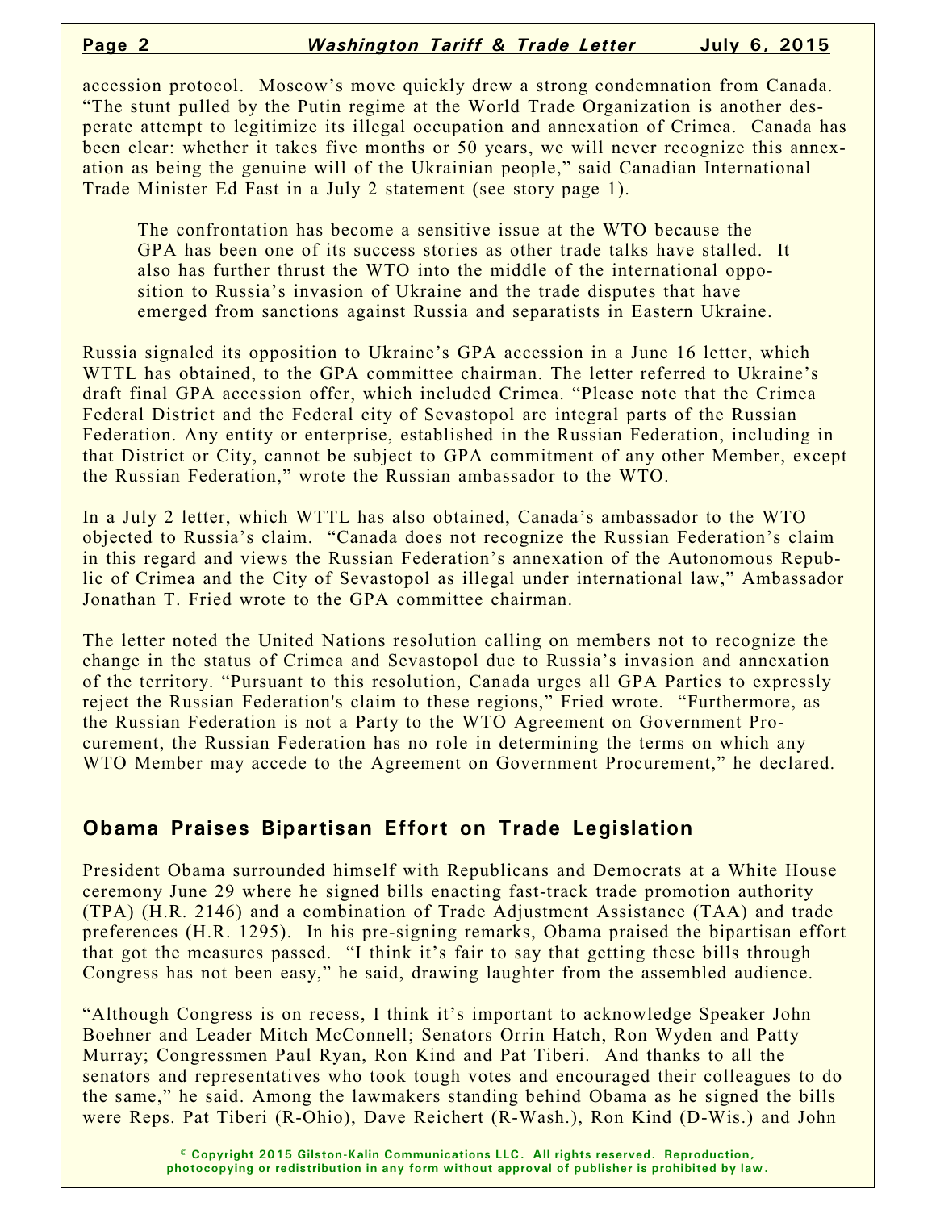accession protocol. Moscow's move quickly drew a strong condemnation from Canada. "The stunt pulled by the Putin regime at the World Trade Organization is another desperate attempt to legitimize its illegal occupation and annexation of Crimea. Canada has been clear: whether it takes five months or 50 years, we will never recognize this annexation as being the genuine will of the Ukrainian people," said Canadian International Trade Minister Ed Fast in a July 2 statement (see story page 1).

> The confrontation has become a sensitive issue at the WTO because the GPA has been one of its success stories as other trade talks have stalled. It also has further thrust the WTO into the middle of the international opposition to Russia's invasion of Ukraine and the trade disputes that have emerged from sanctions against Russia and separatists in Eastern Ukraine.

Russia signaled its opposition to Ukraine's GPA accession in a June 16 letter, which WTTL has obtained, to the GPA committee chairman. The letter referred to Ukraine's draft final GPA accession offer, which included Crimea. "Please note that the Crimea Federal District and the Federal city of Sevastopol are integral parts of the Russian Federation. Any entity or enterprise, established in the Russian Federation, including in that District or City, cannot be subject to GPA commitment of any other Member, except the Russian Federation," wrote the Russian ambassador to the WTO.

In a July 2 letter, which WTTL has also obtained, Canada's ambassador to the WTO objected to Russia's claim. "Canada does not recognize the Russian Federation's claim in this regard and views the Russian Federation's annexation of the Autonomous Republic of Crimea and the City of Sevastopol as illegal under international law," Ambassador Jonathan T. Fried wrote to the GPA committee chairman.

The letter noted the United Nations resolution calling on members not to recognize the change in the status of Crimea and Sevastopol due to Russia's invasion and annexation of the territory. "Pursuant to this resolution, Canada urges all GPA Parties to expressly reject the Russian Federation's claim to these regions," Fried wrote. "Furthermore, as the Russian Federation is not a Party to the WTO Agreement on Government Procurement, the Russian Federation has no role in determining the terms on which any WTO Member may accede to the Agreement on Government Procurement," he declared.

## Obama Praises Bipartisan Effort on Trade Legislation

President Obama surrounded himself with Republicans and Democrats at a White House ceremony June 29 where he signed bills enacting fast-track trade promotion authority (TPA) (H.R. 2146) and a combination of Trade Adjustment Assistance (TAA) and trade preferences (H.R. 1295). In his pre-signing remarks, Obama praised the bipartisan effort that got the measures passed. "I think it's fair to say that getting these bills through Congress has not been easy," he said, drawing laughter from the assembled audience.

"Although Congress is on recess, I think it's important to acknowledge Speaker John Boehner and Leader Mitch McConnell; Senators Orrin Hatch, Ron Wyden and Patty Murray; Congressmen Paul Ryan, Ron Kind and Pat Tiberi. And thanks to all the senators and representatives who took tough votes and encouraged their colleagues to do the same," he said. Among the lawmakers standing behind Obama as he signed the bills were Reps. Pat Tiberi (R-Ohio), Dave Reichert (R-Wash.), Ron Kind (D-Wis.) and John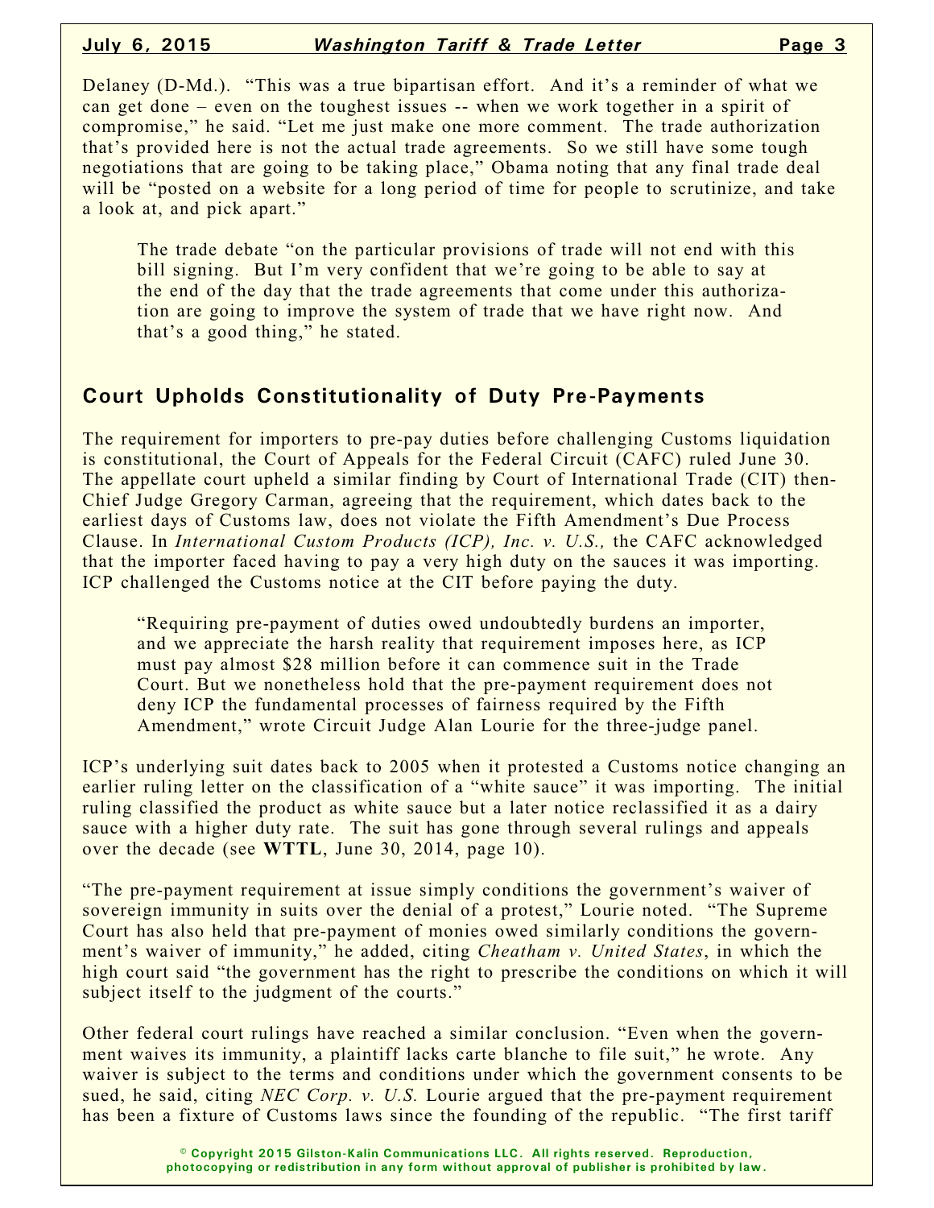Delaney (D-Md.). "This was a true bipartisan effort. And it's a reminder of what we can get done – even on the toughest issues -- when we work together in a spirit of compromise," he said. "Let me just make one more comment. The trade authorization that's provided here is not the actual trade agreements. So we still have some tough negotiations that are going to be taking place," Obama noting that any final trade deal will be "posted on a website for a long period of time for people to scrutinize, and take a look at, and pick apart."

> The trade debate "on the particular provisions of trade will not end with this bill signing. But I'm very confident that we're going to be able to say at the end of the day that the trade agreements that come under this authorization are going to improve the system of trade that we have right now. And that's a good thing," he stated.

## Court Upholds Constitutionality of Duty Pre-Payments

The requirement for importers to pre-pay duties before challenging Customs liquidation is constitutional, the Court of Appeals for the Federal Circuit (CAFC) ruled June 30. The appellate court upheld a similar finding by Court of International Trade (CIT) then-Chief Judge Gregory Carman, agreeing that the requirement, which dates back to the earliest days of Customs law, does not violate the Fifth Amendment's Due Process Clause. In *International Custom Products (ICP), Inc. v. U.S.,* the CAFC acknowledged that the importer faced having to pay a very high duty on the sauces it was importing. ICP challenged the Customs notice at the CIT before paying the duty.

> "Requiring pre-payment of duties owed undoubtedly burdens an importer, and we appreciate the harsh reality that requirement imposes here, as ICP must pay almost $28 million before it can commence suit in the Trade Court. But we nonetheless hold that the pre-payment requirement does not deny ICP the fundamental processes of fairness required by the Fifth Amendment," wrote Circuit Judge Alan Lourie for the three-judge panel.

ICP's underlying suit dates back to 2005 when it protested a Customs notice changing an earlier ruling letter on the classification of a "white sauce" it was importing. The initial ruling classified the product as white sauce but a later notice reclassified it as a dairy sauce with a higher duty rate. The suit has gone through several rulings and appeals over the decade (see **WTTL**, June 30, 2014, page 10).

"The pre-payment requirement at issue simply conditions the government's waiver of sovereign immunity in suits over the denial of a protest," Lourie noted. "The Supreme Court has also held that pre-payment of monies owed similarly conditions the government's waiver of immunity," he added, citing *Cheatham v. United States*, in which the high court said "the government has the right to prescribe the conditions on which it will subject itself to the judgment of the courts."

Other federal court rulings have reached a similar conclusion. "Even when the government waives its immunity, a plaintiff lacks carte blanche to file suit," he wrote. Any waiver is subject to the terms and conditions under which the government consents to be sued, he said, citing *NEC Corp. v. U.S.* Lourie argued that the pre-payment requirement has been a fixture of Customs laws since the founding of the republic. "The first tariff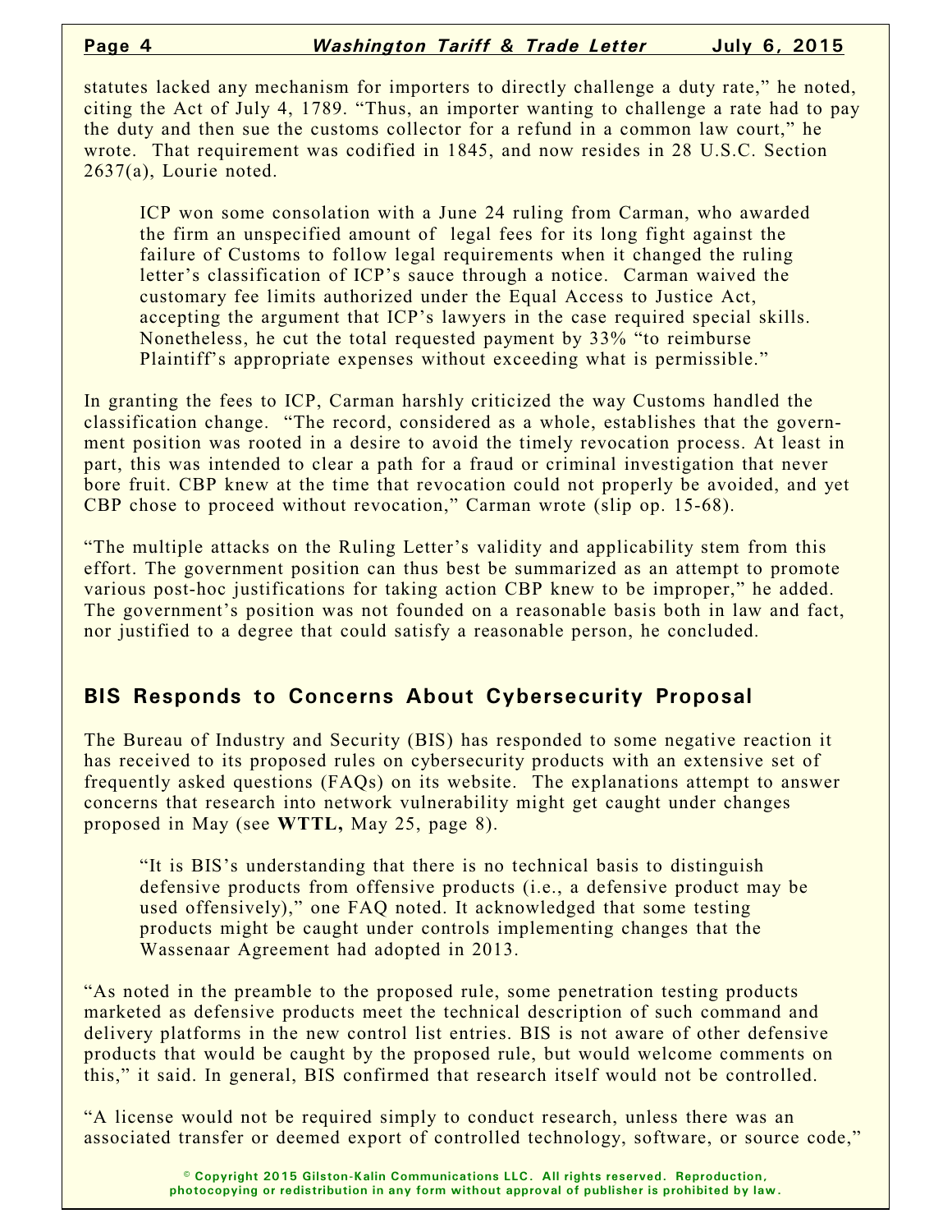statutes lacked any mechanism for importers to directly challenge a duty rate," he noted, citing the Act of July 4, 1789. "Thus, an importer wanting to challenge a rate had to pay the duty and then sue the customs collector for a refund in a common law court," he wrote. That requirement was codified in 1845, and now resides in 28 U.S.C. Section 2637(a), Lourie noted.

ICP won some consolation with a June 24 ruling from Carman, who awarded the firm an unspecified amount of legal fees for its long fight against the failure of Customs to follow legal requirements when it changed the ruling letter's classification of ICP's sauce through a notice. Carman waived the customary fee limits authorized under the Equal Access to Justice Act, accepting the argument that ICP's lawyers in the case required special skills. Nonetheless, he cut the total requested payment by 33% "to reimburse Plaintiff's appropriate expenses without exceeding what is permissible."

In granting the fees to ICP, Carman harshly criticized the way Customs handled the classification change. "The record, considered as a whole, establishes that the government position was rooted in a desire to avoid the timely revocation process. At least in part, this was intended to clear a path for a fraud or criminal investigation that never bore fruit. CBP knew at the time that revocation could not properly be avoided, and yet CBP chose to proceed without revocation," Carman wrote (slip op. 15-68).

"The multiple attacks on the Ruling Letter's validity and applicability stem from this effort. The government position can thus best be summarized as an attempt to promote various post-hoc justifications for taking action CBP knew to be improper," he added. The government's position was not founded on a reasonable basis both in law and fact, nor justified to a degree that could satisfy a reasonable person, he concluded.

## BIS Responds to Concerns About Cybersecurity Proposal

The Bureau of Industry and Security (BIS) has responded to some negative reaction it has received to its proposed rules on cybersecurity products with an extensive set of frequently asked questions (FAQs) on its website. The explanations attempt to answer concerns that research into network vulnerability might get caught under changes proposed in May (see **WTTL,** May 25, page 8).

"It is BIS's understanding that there is no technical basis to distinguish defensive products from offensive products (i.e., a defensive product may be used offensively)," one FAQ noted. It acknowledged that some testing products might be caught under controls implementing changes that the Wassenaar Agreement had adopted in 2013.

"As noted in the preamble to the proposed rule, some penetration testing products marketed as defensive products meet the technical description of such command and delivery platforms in the new control list entries. BIS is not aware of other defensive products that would be caught by the proposed rule, but would welcome comments on this," it said. In general, BIS confirmed that research itself would not be controlled.

"A license would not be required simply to conduct research, unless there was an associated transfer or deemed export of controlled technology, software, or source code,"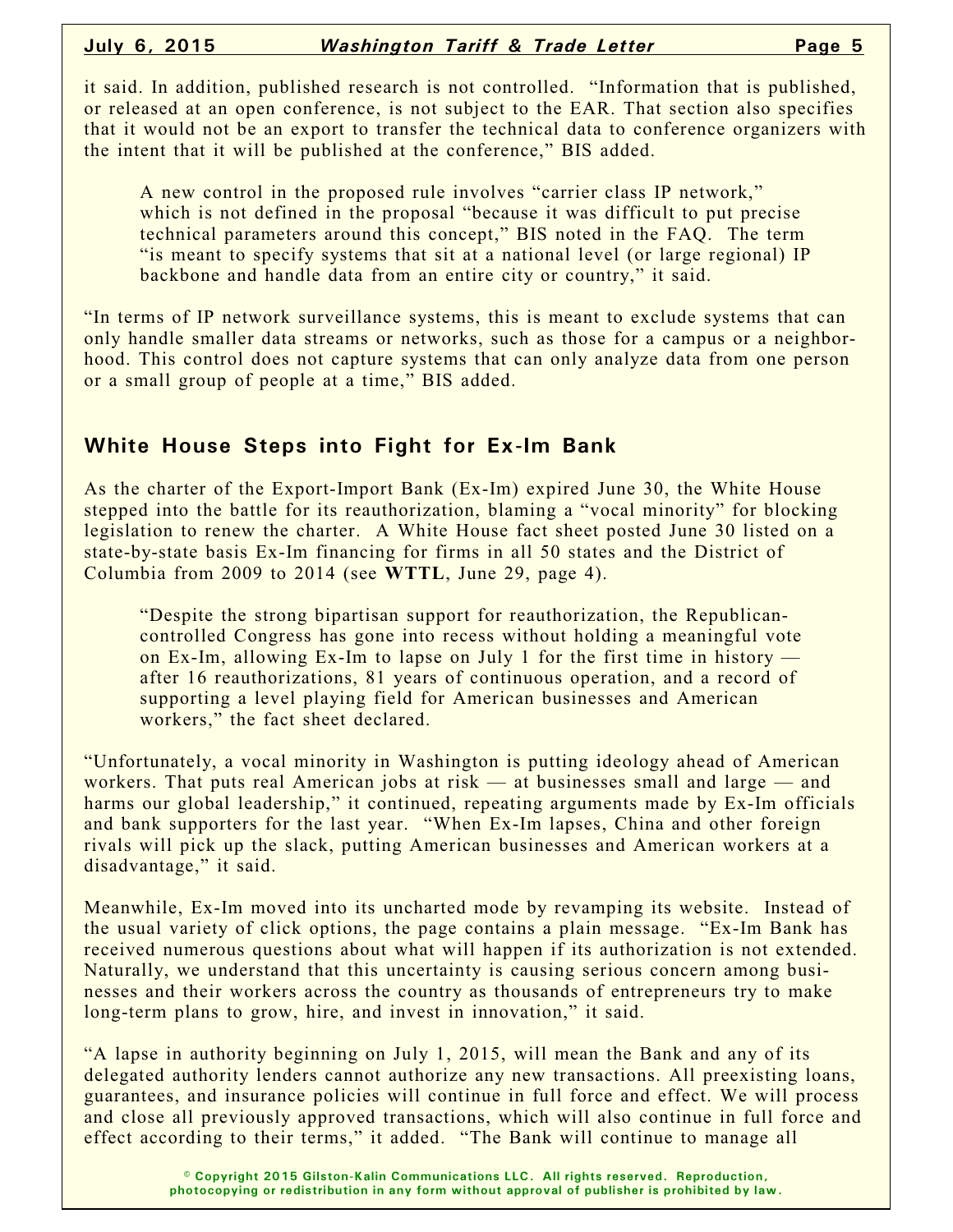it said. In addition, published research is not controlled. "Information that is published, or released at an open conference, is not subject to the EAR. That section also specifies that it would not be an export to transfer the technical data to conference organizers with the intent that it will be published at the conference," BIS added.

> A new control in the proposed rule involves "carrier class IP network," which is not defined in the proposal "because it was difficult to put precise technical parameters around this concept," BIS noted in the FAQ. The term "is meant to specify systems that sit at a national level (or large regional) IP backbone and handle data from an entire city or country," it said.

"In terms of IP network surveillance systems, this is meant to exclude systems that can only handle smaller data streams or networks, such as those for a campus or a neighborhood. This control does not capture systems that can only analyze data from one person or a small group of people at a time," BIS added.

## White House Steps into Fight for Ex-Im Bank

As the charter of the Export-Import Bank (Ex-Im) expired June 30, the White House stepped into the battle for its reauthorization, blaming a "vocal minority" for blocking legislation to renew the charter. A White House fact sheet posted June 30 listed on a state-by-state basis Ex-Im financing for firms in all 50 states and the District of Columbia from 2009 to 2014 (see **WTTL**, June 29, page 4).

> "Despite the strong bipartisan support for reauthorization, the Republican-controlled Congress has gone into recess without holding a meaningful vote on Ex-Im, allowing Ex-Im to lapse on July 1 for the first time in history — after 16 reauthorizations, 81 years of continuous operation, and a record of supporting a level playing field for American businesses and American workers," the fact sheet declared.

"Unfortunately, a vocal minority in Washington is putting ideology ahead of American workers. That puts real American jobs at risk — at businesses small and large — and harms our global leadership," it continued, repeating arguments made by Ex-Im officials and bank supporters for the last year. "When Ex-Im lapses, China and other foreign rivals will pick up the slack, putting American businesses and American workers at a disadvantage," it said.

Meanwhile, Ex-Im moved into its uncharted mode by revamping its website. Instead of the usual variety of click options, the page contains a plain message. "Ex-Im Bank has received numerous questions about what will happen if its authorization is not extended. Naturally, we understand that this uncertainty is causing serious concern among businesses and their workers across the country as thousands of entrepreneurs try to make long-term plans to grow, hire, and invest in innovation," it said.

"A lapse in authority beginning on July 1, 2015, will mean the Bank and any of its delegated authority lenders cannot authorize any new transactions. All preexisting loans, guarantees, and insurance policies will continue in full force and effect. We will process and close all previously approved transactions, which will also continue in full force and effect according to their terms," it added. "The Bank will continue to manage all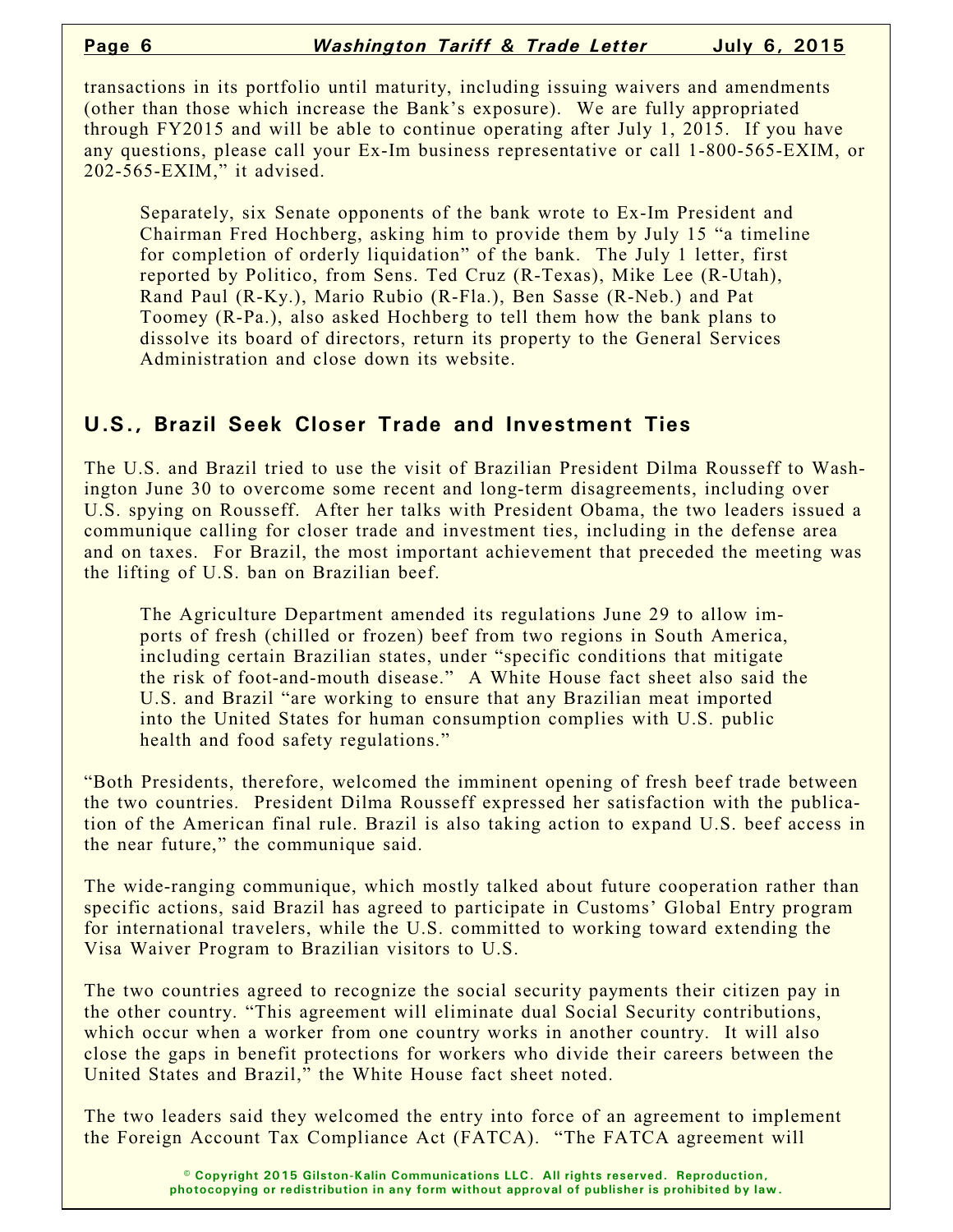transactions in its portfolio until maturity, including issuing waivers and amendments (other than those which increase the Bank's exposure). We are fully appropriated through FY2015 and will be able to continue operating after July 1, 2015. If you have any questions, please call your Ex-Im business representative or call 1-800-565-EXIM, or 202-565-EXIM," it advised.

> Separately, six Senate opponents of the bank wrote to Ex-Im President and Chairman Fred Hochberg, asking him to provide them by July 15 "a timeline for completion of orderly liquidation" of the bank. The July 1 letter, first reported by Politico, from Sens. Ted Cruz (R-Texas), Mike Lee (R-Utah), Rand Paul (R-Ky.), Mario Rubio (R-Fla.), Ben Sasse (R-Neb.) and Pat Toomey (R-Pa.), also asked Hochberg to tell them how the bank plans to dissolve its board of directors, return its property to the General Services Administration and close down its website.

## U.S., Brazil Seek Closer Trade and Investment Ties

The U.S. and Brazil tried to use the visit of Brazilian President Dilma Rousseff to Washington June 30 to overcome some recent and long-term disagreements, including over U.S. spying on Rousseff. After her talks with President Obama, the two leaders issued a communique calling for closer trade and investment ties, including in the defense area and on taxes. For Brazil, the most important achievement that preceded the meeting was the lifting of U.S. ban on Brazilian beef.

> The Agriculture Department amended its regulations June 29 to allow imports of fresh (chilled or frozen) beef from two regions in South America, including certain Brazilian states, under "specific conditions that mitigate the risk of foot-and-mouth disease." A White House fact sheet also said the U.S. and Brazil "are working to ensure that any Brazilian meat imported into the United States for human consumption complies with U.S. public health and food safety regulations."

"Both Presidents, therefore, welcomed the imminent opening of fresh beef trade between the two countries. President Dilma Rousseff expressed her satisfaction with the publication of the American final rule. Brazil is also taking action to expand U.S. beef access in the near future," the communique said.

The wide-ranging communique, which mostly talked about future cooperation rather than specific actions, said Brazil has agreed to participate in Customs' Global Entry program for international travelers, while the U.S. committed to working toward extending the Visa Waiver Program to Brazilian visitors to U.S.

The two countries agreed to recognize the social security payments their citizen pay in the other country. "This agreement will eliminate dual Social Security contributions, which occur when a worker from one country works in another country. It will also close the gaps in benefit protections for workers who divide their careers between the United States and Brazil," the White House fact sheet noted.

The two leaders said they welcomed the entry into force of an agreement to implement the Foreign Account Tax Compliance Act (FATCA). "The FATCA agreement will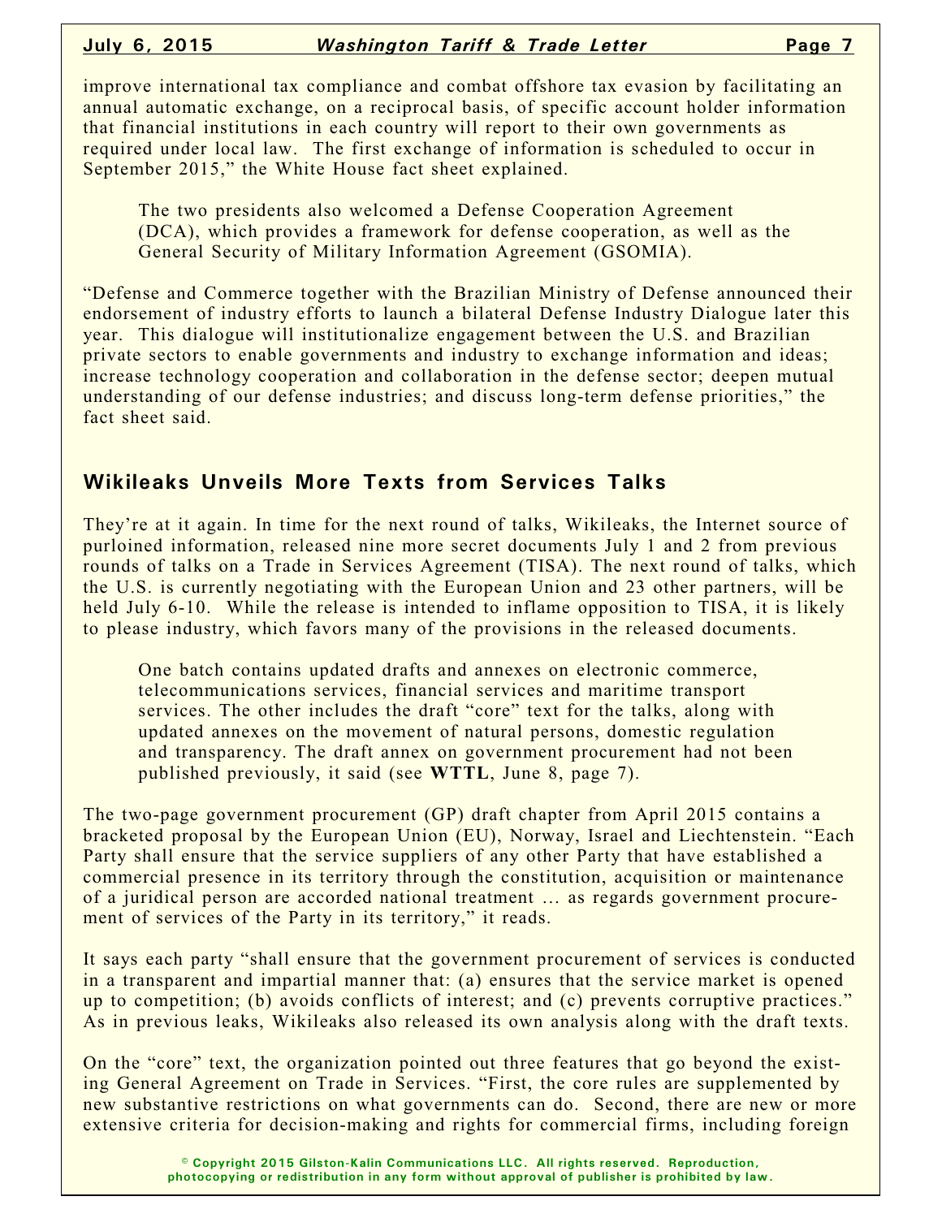improve international tax compliance and combat offshore tax evasion by facilitating an annual automatic exchange, on a reciprocal basis, of specific account holder information that financial institutions in each country will report to their own governments as required under local law. The first exchange of information is scheduled to occur in September 2015," the White House fact sheet explained.

> The two presidents also welcomed a Defense Cooperation Agreement (DCA), which provides a framework for defense cooperation, as well as the General Security of Military Information Agreement (GSOMIA).

"Defense and Commerce together with the Brazilian Ministry of Defense announced their endorsement of industry efforts to launch a bilateral Defense Industry Dialogue later this year. This dialogue will institutionalize engagement between the U.S. and Brazilian private sectors to enable governments and industry to exchange information and ideas; increase technology cooperation and collaboration in the defense sector; deepen mutual understanding of our defense industries; and discuss long-term defense priorities," the fact sheet said.

## Wikileaks Unveils More Texts from Services Talks

They're at it again. In time for the next round of talks, Wikileaks, the Internet source of purloined information, released nine more secret documents July 1 and 2 from previous rounds of talks on a Trade in Services Agreement (TISA). The next round of talks, which the U.S. is currently negotiating with the European Union and 23 other partners, will be held July 6-10. While the release is intended to inflame opposition to TISA, it is likely to please industry, which favors many of the provisions in the released documents.

> One batch contains updated drafts and annexes on electronic commerce, telecommunications services, financial services and maritime transport services. The other includes the draft "core" text for the talks, along with updated annexes on the movement of natural persons, domestic regulation and transparency. The draft annex on government procurement had not been published previously, it said (see **WTTL**, June 8, page 7).

The two-page government procurement (GP) draft chapter from April 2015 contains a bracketed proposal by the European Union (EU), Norway, Israel and Liechtenstein. "Each Party shall ensure that the service suppliers of any other Party that have established a commercial presence in its territory through the constitution, acquisition or maintenance of a juridical person are accorded national treatment … as regards government procurement of services of the Party in its territory," it reads.

It says each party "shall ensure that the government procurement of services is conducted in a transparent and impartial manner that: (a) ensures that the service market is opened up to competition; (b) avoids conflicts of interest; and (c) prevents corruptive practices." As in previous leaks, Wikileaks also released its own analysis along with the draft texts.

On the "core" text, the organization pointed out three features that go beyond the existing General Agreement on Trade in Services. "First, the core rules are supplemented by new substantive restrictions on what governments can do. Second, there are new or more extensive criteria for decision-making and rights for commercial firms, including foreign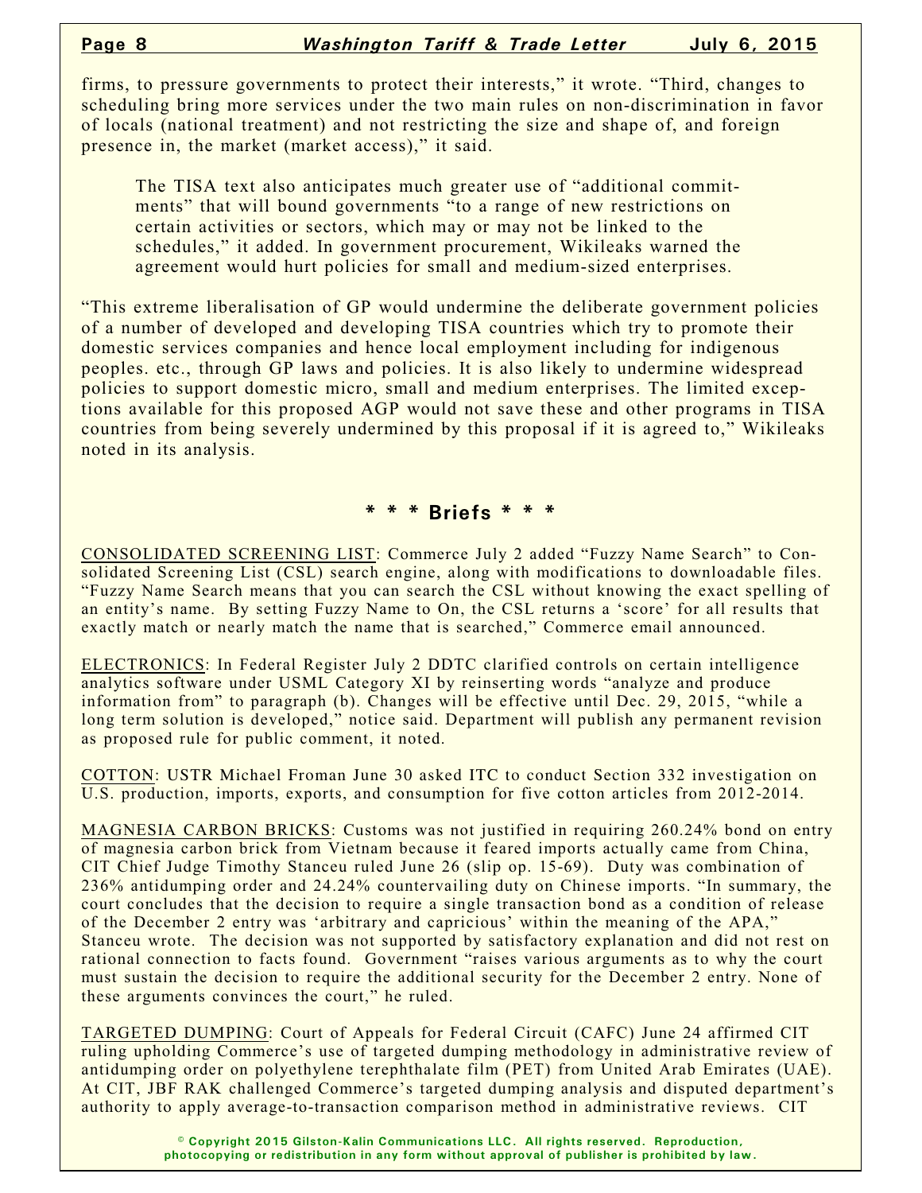firms, to pressure governments to protect their interests," it wrote. "Third, changes to scheduling bring more services under the two main rules on non-discrimination in favor of locals (national treatment) and not restricting the size and shape of, and foreign presence in, the market (market access)," it said.

> The TISA text also anticipates much greater use of "additional commitments" that will bound governments "to a range of new restrictions on certain activities or sectors, which may or may not be linked to the schedules," it added. In government procurement, Wikileaks warned the agreement would hurt policies for small and medium-sized enterprises.

"This extreme liberalisation of GP would undermine the deliberate government policies of a number of developed and developing TISA countries which try to promote their domestic services companies and hence local employment including for indigenous peoples. etc., through GP laws and policies. It is also likely to undermine widespread policies to support domestic micro, small and medium enterprises. The limited exceptions available for this proposed AGP would not save these and other programs in TISA countries from being severely undermined by this proposal if it is agreed to," Wikileaks noted in its analysis.

## * * * Briefs * * *

CONSOLIDATED SCREENING LIST: Commerce July 2 added "Fuzzy Name Search" to Consolidated Screening List (CSL) search engine, along with modifications to downloadable files. "Fuzzy Name Search means that you can search the CSL without knowing the exact spelling of an entity's name. By setting Fuzzy Name to On, the CSL returns a 'score' for all results that exactly match or nearly match the name that is searched," Commerce email announced.

ELECTRONICS: In Federal Register July 2 DDTC clarified controls on certain intelligence analytics software under USML Category XI by reinserting words "analyze and produce information from" to paragraph (b). Changes will be effective until Dec. 29, 2015, "while a long term solution is developed," notice said. Department will publish any permanent revision as proposed rule for public comment, it noted.

COTTON: USTR Michael Froman June 30 asked ITC to conduct Section 332 investigation on U.S. production, imports, exports, and consumption for five cotton articles from 2012-2014.

MAGNESIA CARBON BRICKS: Customs was not justified in requiring 260.24% bond on entry of magnesia carbon brick from Vietnam because it feared imports actually came from China, CIT Chief Judge Timothy Stanceu ruled June 26 (slip op. 15-69). Duty was combination of 236% antidumping order and 24.24% countervailing duty on Chinese imports. "In summary, the court concludes that the decision to require a single transaction bond as a condition of release of the December 2 entry was 'arbitrary and capricious' within the meaning of the APA," Stanceu wrote. The decision was not supported by satisfactory explanation and did not rest on rational connection to facts found. Government "raises various arguments as to why the court must sustain the decision to require the additional security for the December 2 entry. None of these arguments convinces the court," he ruled.

TARGETED DUMPING: Court of Appeals for Federal Circuit (CAFC) June 24 affirmed CIT ruling upholding Commerce's use of targeted dumping methodology in administrative review of antidumping order on polyethylene terephthalate film (PET) from United Arab Emirates (UAE). At CIT, JBF RAK challenged Commerce's targeted dumping analysis and disputed department's authority to apply average-to-transaction comparison method in administrative reviews. CIT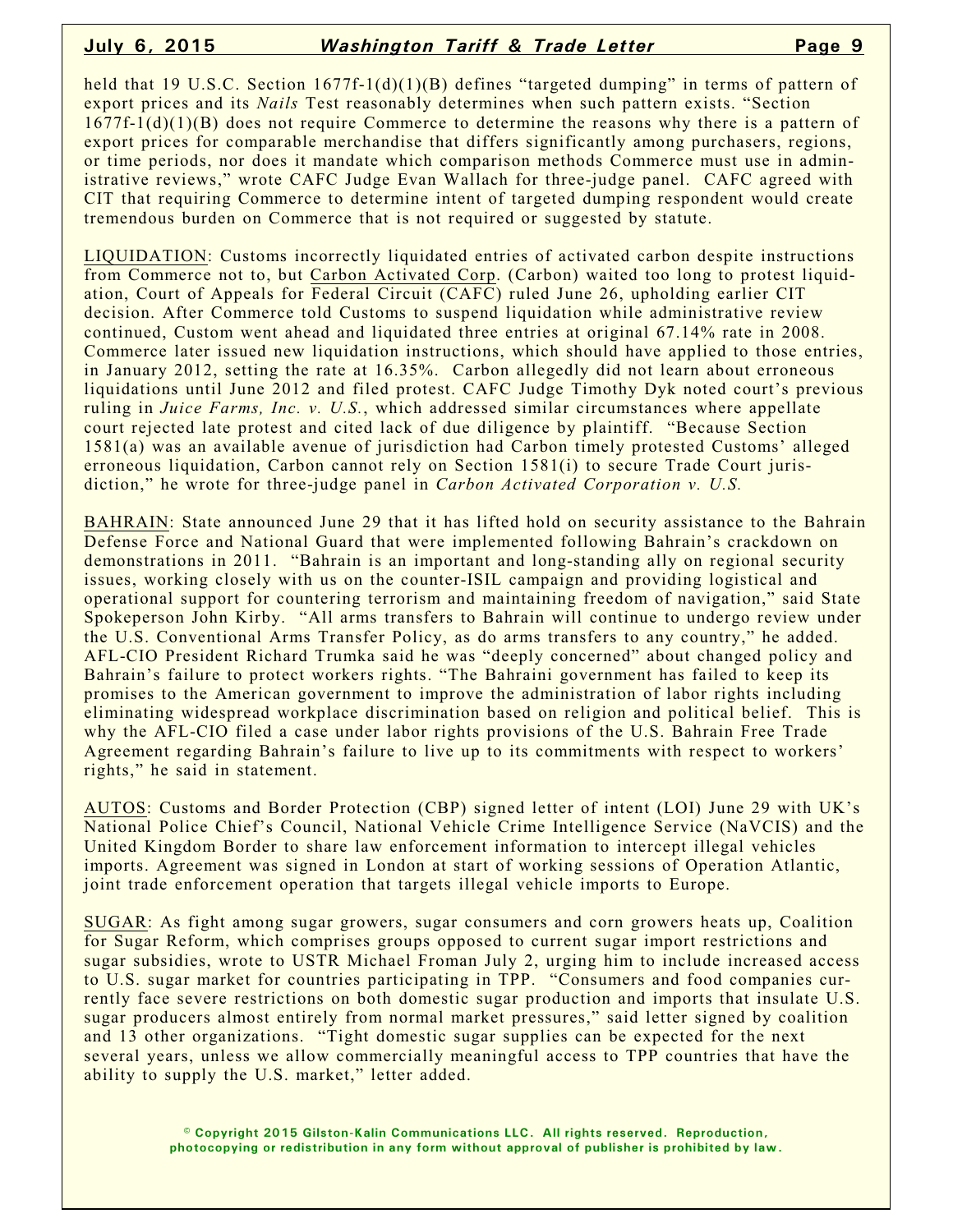held that 19 U.S.C. Section 1677f-1(d)(1)(B) defines "targeted dumping" in terms of pattern of export prices and its *Nails* Test reasonably determines when such pattern exists. "Section 1677f-1(d)(1)(B) does not require Commerce to determine the reasons why there is a pattern of export prices for comparable merchandise that differs significantly among purchasers, regions, or time periods, nor does it mandate which comparison methods Commerce must use in administrative reviews," wrote CAFC Judge Evan Wallach for three-judge panel. CAFC agreed with CIT that requiring Commerce to determine intent of targeted dumping respondent would create tremendous burden on Commerce that is not required or suggested by statute.

LIQUIDATION: Customs incorrectly liquidated entries of activated carbon despite instructions from Commerce not to, but Carbon Activated Corp. (Carbon) waited too long to protest liquidation, Court of Appeals for Federal Circuit (CAFC) ruled June 26, upholding earlier CIT decision. After Commerce told Customs to suspend liquidation while administrative review continued, Custom went ahead and liquidated three entries at original 67.14% rate in 2008. Commerce later issued new liquidation instructions, which should have applied to those entries, in January 2012, setting the rate at 16.35%. Carbon allegedly did not learn about erroneous liquidations until June 2012 and filed protest. CAFC Judge Timothy Dyk noted court's previous ruling in *Juice Farms, Inc. v. U.S.*, which addressed similar circumstances where appellate court rejected late protest and cited lack of due diligence by plaintiff. "Because Section 1581(a) was an available avenue of jurisdiction had Carbon timely protested Customs' alleged erroneous liquidation, Carbon cannot rely on Section 1581(i) to secure Trade Court jurisdiction," he wrote for three-judge panel in *Carbon Activated Corporation v. U.S.*

BAHRAIN: State announced June 29 that it has lifted hold on security assistance to the Bahrain Defense Force and National Guard that were implemented following Bahrain's crackdown on demonstrations in 2011. "Bahrain is an important and long-standing ally on regional security issues, working closely with us on the counter-ISIL campaign and providing logistical and operational support for countering terrorism and maintaining freedom of navigation," said State Spokeperson John Kirby. "All arms transfers to Bahrain will continue to undergo review under the U.S. Conventional Arms Transfer Policy, as do arms transfers to any country," he added. AFL-CIO President Richard Trumka said he was "deeply concerned" about changed policy and Bahrain's failure to protect workers rights. "The Bahraini government has failed to keep its promises to the American government to improve the administration of labor rights including eliminating widespread workplace discrimination based on religion and political belief. This is why the AFL-CIO filed a case under labor rights provisions of the U.S. Bahrain Free Trade Agreement regarding Bahrain's failure to live up to its commitments with respect to workers' rights," he said in statement.

AUTOS: Customs and Border Protection (CBP) signed letter of intent (LOI) June 29 with UK's National Police Chief's Council, National Vehicle Crime Intelligence Service (NaVCIS) and the United Kingdom Border to share law enforcement information to intercept illegal vehicles imports. Agreement was signed in London at start of working sessions of Operation Atlantic, joint trade enforcement operation that targets illegal vehicle imports to Europe.

SUGAR: As fight among sugar growers, sugar consumers and corn growers heats up, Coalition for Sugar Reform, which comprises groups opposed to current sugar import restrictions and sugar subsidies, wrote to USTR Michael Froman July 2, urging him to include increased access to U.S. sugar market for countries participating in TPP. "Consumers and food companies currently face severe restrictions on both domestic sugar production and imports that insulate U.S. sugar producers almost entirely from normal market pressures," said letter signed by coalition and 13 other organizations. "Tight domestic sugar supplies can be expected for the next several years, unless we allow commercially meaningful access to TPP countries that have the ability to supply the U.S. market," letter added.

© Copyright 2015 Gilston-Kalin Communications LLC. All rights reserved. Reproduction, photocopying or redistribution in any form without approval of publisher is prohibited by law.